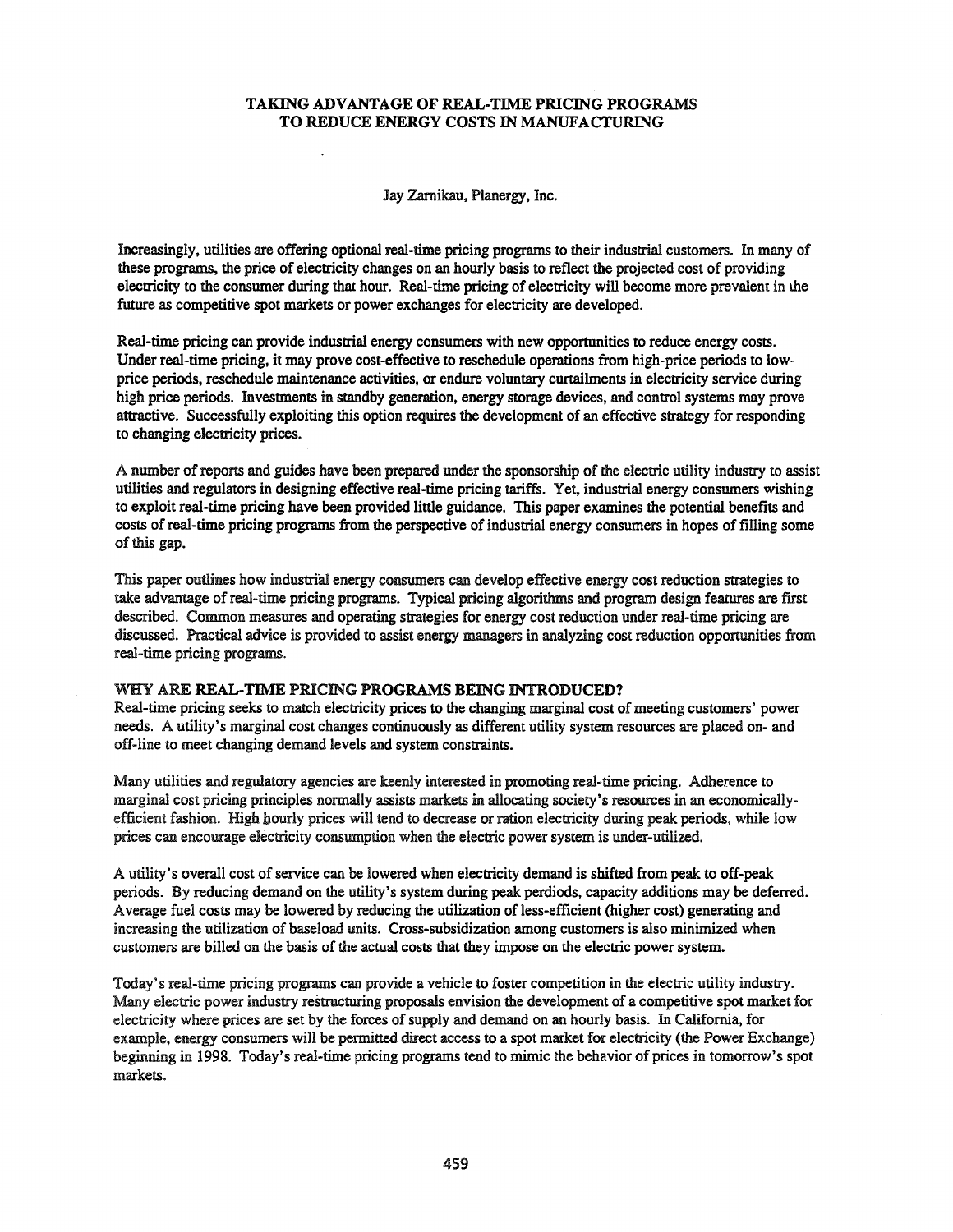# TAKING ADVANTAGE OF REAL-TIME PRICING PROGRAMS TO REDUCE ENERGY COSTS IN MANUFACTURING

Jay Zarnikau, Planergy, Inc.

Increasingly, utilities are offering optional real-time pricing programs to their industrial customers. In many of these programs, the price of electricity changes on an hourly basis to reflect the projected cost of providing electricity to the consumer during that hour. Real-time pricing of electricity will become more prevalent in the future as competitive spot markets or power exchanges for electricity are developed.

Real-time pricing can provide industrial energy consumers with new opportunities to reduce energy costs. Under real-time pricing, it may prove cost-effective to reschedule operations from high-price periods to low-price periods, reschedule maintenance activities, or endure voluntary curtailments in electricity service during high price periods. Investments in standby generation, energy storage devices, and control systems may prove attractive. Successfully exploiting this option requires the development of an effective strategy for responding to changing electricity prices.

A number of reports and guides have been prepared under the sponsorship of the electric utility industry to assist utilities and regulators in designing effective real-time pricing tariffs. Yet, industrial energy consumers wishing to exploit real-time pricing have been provided little guidance. This paper examines the potential benefits and costs of real-time pricing programs from the perspective of industrial energy consumers in hopes of filling some of this gap.

This paper outlines how industrial energy consumers can develop effective energy cost reduction strategies to take advantage of real-time pricing programs. Typical pricing algorithms and program design features are first described. Common measures and operating strategies for energy cost reduction under real-time pricing are discussed. Practical advice is provided to assist energy managers in analyzing cost reduction opportunities from real-time pricing programs.

## WHY ARE REAL-TIME PRICING PROGRAMS BEING INTRODUCED?

Real-time pricing seeks to match electricity prices to the changing marginal cost of meeting customers' power needs. A utility's marginal cost changes continuously as different utility system resources are placed on- and off-line to meet changing demand levels and system constraints.

Many utilities and regulatory agencies are keenly interested in promoting real-time pricing. Adherence to marginal cost pricing principles normally assists markets in allocating society's resources in an economically-efficient fashion. High hourly prices will tend to decrease or ration electricity during peak periods, while low prices can encourage electricity consumption when the electric power system is under-utilized.

A utility's overall cost of service can be lowered when electricity demand is shifted from peak to off-peak periods. By reducing demand on the utility's system during peak perdiods, capacity additions may be deferred. Average fuel costs may be lowered by reducing the utilization of less-efficient (higher cost) generating and increasing the utilization of baseload units. Cross-subsidization among customers is also minimized when customers are billed on the basis of the actual costs that they impose on the electric power system.

Today's real-time pricing programs can provide a vehicle to foster competition in the electric utility industry. Many electric power industry restructuring proposals envision the development of a competitive spot market for electricity where prices are set by the forces of supply and demand on an hourly basis. In California, for example, energy consumers will be permitted direct access to a spot market for electricity (the Power Exchange) beginning in 1998. Today's real-time pricing programs tend to mimic the behavior of prices in tomorrow's spot markets.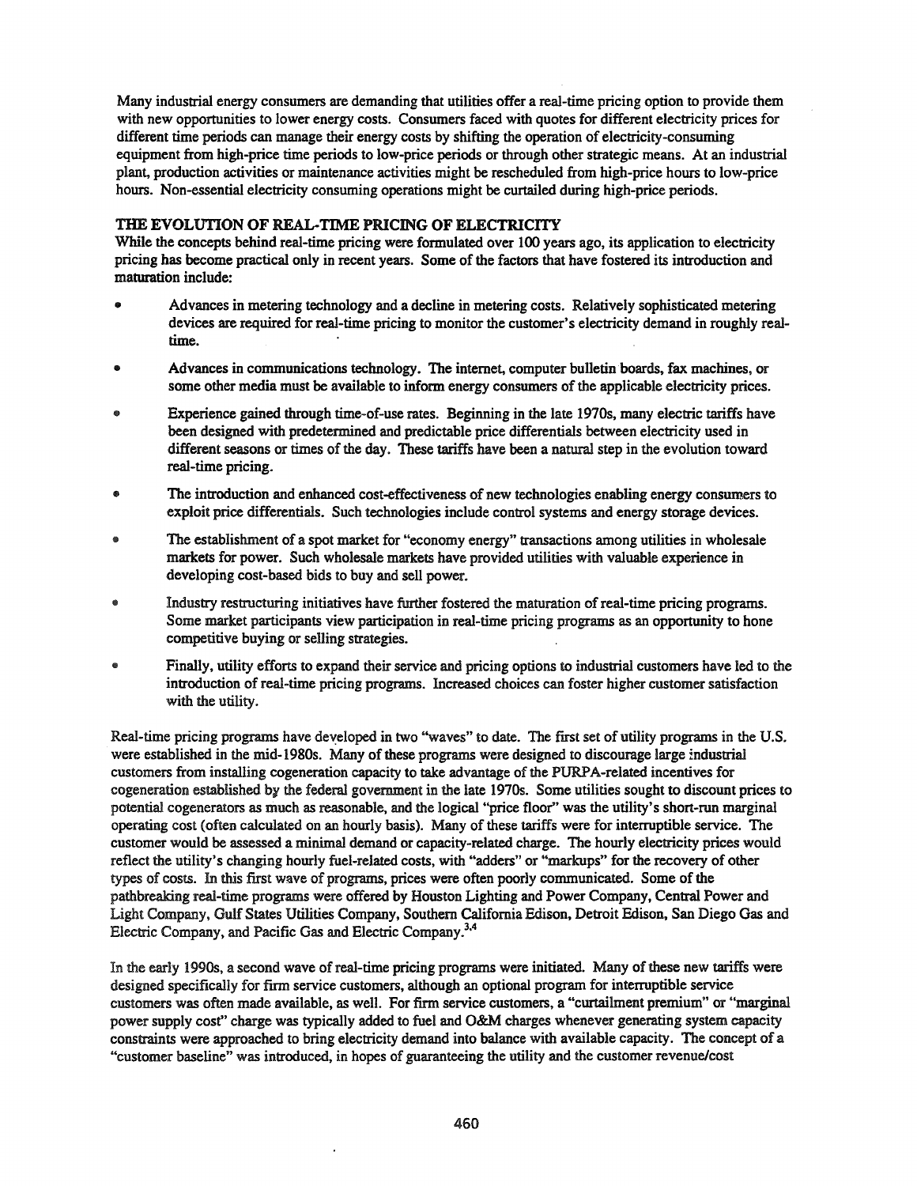Many industrial energy consumers are demanding that utilities offer a real-time pricing option to provide them with new opportunities to lower energy costs. Consumers faced with quotes for different electricity prices for different time periods can manage their energy costs by shifting the operation of electricity-consuming equipment from high-price time periods to low-price periods or through other strategic means. At an industrial plant, production activities or maintenance activities might be rescheduled from high-price hours to low-price hours. Non-essential electricity consuming operations might be curtailed during high-price periods.

## THE EVOLUTION OF REAL-TIME PRICING OF ELECTRICITY

While the concepts behind real-time pricing were formulated over 100 years ago, its application to electricity pricing has become practical only in recent years. Some of the factors that have fostered its introduction and maturation include:

- Advances in metering technology and a decline in metering costs. Relatively sophisticated metering devices are required for real-time pricing to monitor the customer's electricity demand in roughly real-time.
- Advances in communications technology. The internet, computer bulletin boards, fax machines, or some other media must be available to inform energy consumers of the applicable electricity prices.
- Experience gained through time-of-use rates. Beginning in the late 1970s, many electric tariffs have been designed with predetermined and predictable price differentials between electricity used in different seasons or times of the day. These tariffs have been a natural step in the evolution toward real-time pricing.
- The introduction and enhanced cost-effectiveness of new technologies enabling energy consumers to exploit price differentials. Such technologies include control systems and energy storage devices.
- The establishment of a spot market for "economy energy" transactions among utilities in wholesale markets for power. Such wholesale markets have provided utilities with valuable experience in developing cost-based bids to buy and sell power.
- Industry restructuring initiatives have further fostered the maturation of real-time pricing programs. Some market participants view participation in real-time pricing programs as an opportunity to hone competitive buying or selling strategies.
- Finally, utility efforts to expand their service and pricing options to industrial customers have led to the introduction of real-time pricing programs. Increased choices can foster higher customer satisfaction with the utility.

Real-time pricing programs have developed in two "waves" to date. The first set of utility programs in the U.S. were established in the mid-1980s. Many of these programs were designed to discourage large industrial customers from installing cogeneration capacity to take advantage of the PURPA-related incentives for cogeneration established by the federal government in the late 1970s. Some utilities sought to discount prices to potential cogenerators as much as reasonable, and the logical "price floor" was the utility's short-run marginal operating cost (often calculated on an hourly basis). Many of these tariffs were for interruptible service. The customer would be assessed a minimal demand or capacity-related charge. The hourly electricity prices would reflect the utility's changing hourly fuel-related costs, with "adders" or "markups" for the recovery of other types of costs. In this first wave of programs, prices were often poorly communicated. Some of the pathbreaking real-time programs were offered by Houston Lighting and Power Company, Central Power and Light Company, Gulf States Utilities Company, Southern California Edison, Detroit Edison, San Diego Gas and Electric Company, and Pacific Gas and Electric Company.[3,4]

In the early 1990s, a second wave of real-time pricing programs were initiated. Many of these new tariffs were designed specifically for firm service customers, although an optional program for interruptible service customers was often made available, as well. For firm service customers, a "curtailment premium" or "marginal power supply cost" charge was typically added to fuel and O&M charges whenever generating system capacity constraints were approached to bring electricity demand into balance with available capacity. The concept of a "customer baseline" was introduced, in hopes of guaranteeing the utility and the customer revenue/cost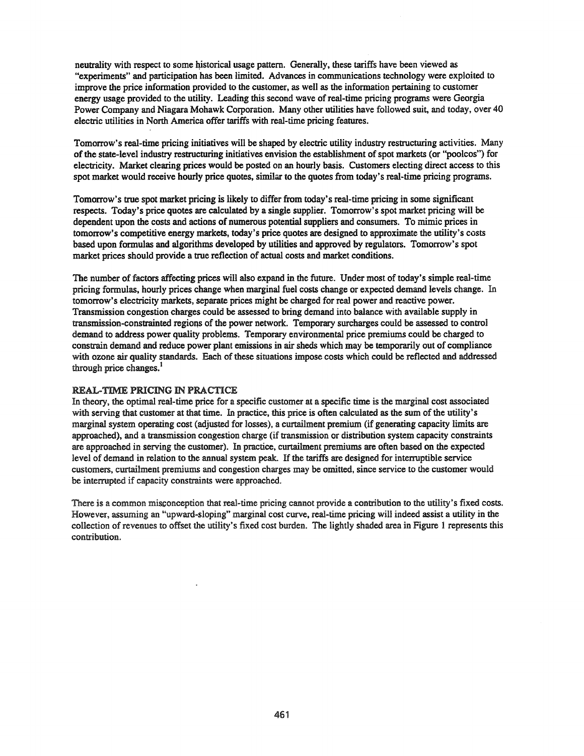neutrality with respect to some historical usage pattern. Generally, these tariffs have been viewed as "experiments" and participation has been limited. Advances in communications technology were exploited to improve the price information provided to the customer, as well as the information pertaining to customer energy usage provided to the utility. Leading this second wave of real-time pricing programs were Georgia Power Company and Niagara Mohawk Corporation. Many other utilities have followed suit, and today, over 40 electric utilities in North America offer tariffs with real-time pricing features.

Tomorrow's real-time pricing initiatives will be shaped by electric utility industry restructuring activities. Many of the state-level industry restructuring initiatives envision the establishment of spot markets (or "poolcos") for electricity. Market clearing prices would be posted on an hourly basis. Customers electing direct access to this spot market would receive hourly price quotes, similar to the quotes from today's real-time pricing programs.

Tomorrow's true spot market pricing is likely to differ from today's real-time pricing in some significant respects. Today's price quotes are calculated by a single supplier. Tomorrow's spot market pricing will be dependent upon the costs and actions of numerous potential suppliers and consumers. To mimic prices in tomorrow's competitive energy markets, today's price quotes are designed to approximate the utility's costs based upon formulas and algorithms developed by utilities and approved by regulators. Tomorrow's spot market prices should provide a true reflection of actual costs and market conditions.

The number of factors affecting prices will also expand in the future. Under most of today's simple real-time pricing formulas, hourly prices change when marginal fuel costs change or expected demand levels change. In tomorrow's electricity markets, separate prices might be charged for real power and reactive power. Transmission congestion charges could be assessed to bring demand into balance with available supply in transmission-constrainted regions of the power network. Temporary surcharges could be assessed to control demand to address power quality problems. Temporary environmental price premiums could be charged to constrain demand and reduce power plant emissions in air sheds which may be temporarily out of compliance with ozone air quality standards. Each of these situations impose costs which could be reflected and addressed through price changes.[1]

## REAL-TIME PRICING IN PRACTICE

In theory, the optimal real-time price for a specific customer at a specific time is the marginal cost associated with serving that customer at that time. In practice, this price is often calculated as the sum of the utility's marginal system operating cost (adjusted for losses), a curtailment premium (if generating capacity limits are approached), and a transmission congestion charge (if transmission or distribution system capacity constraints are approached in serving the customer). In practice, curtailment premiums are often based on the expected level of demand in relation to the annual system peak. If the tariffs are designed for interruptible service customers, curtailment premiums and congestion charges may be omitted, since service to the customer would be interrupted if capacity constraints were approached.

There is a common misconception that real-time pricing cannot provide a contribution to the utility's fixed costs. However, assuming an "upward-sloping" marginal cost curve, real-time pricing will indeed assist a utility in the collection of revenues to offset the utility's fixed cost burden. The lightly shaded area in Figure 1 represents this contribution.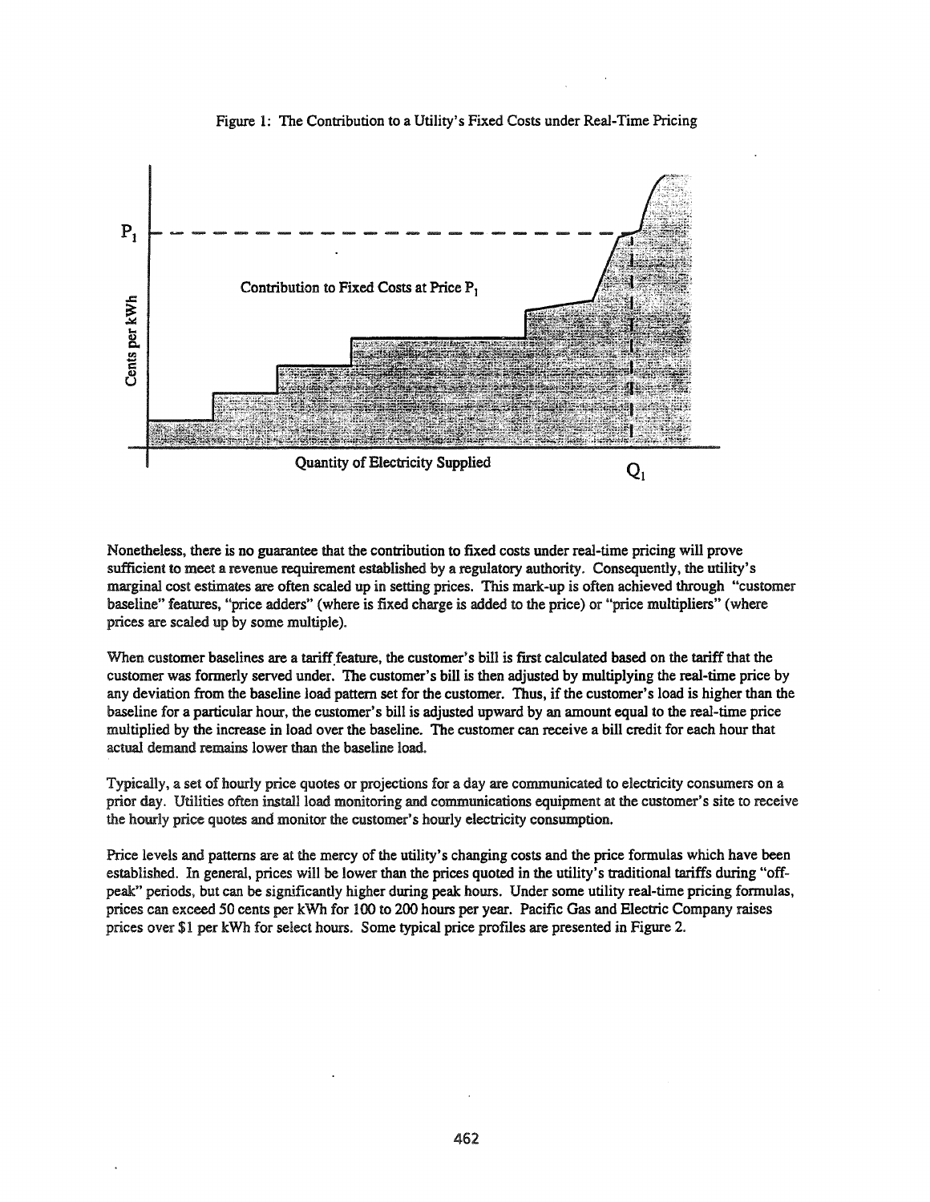Figure 1: The Contribution to a Utility's Fixed Costs under Real-Time Pricing

Nonetheless, there is no guarantee that the contribution to fixed costs under real-time pricing will prove sufficient to meet a revenue requirement established by a regulatory authority. Consequently, the utility's marginal cost estimates are often scaled up in setting prices. This mark-up is often achieved through "customer baseline" features, "price adders" (where is fixed charge is added to the price) or "price multipliers" (where prices are scaled up by some multiple).

When customer baselines are a tariff feature, the customer's bill is first calculated based on the tariff that the customer was formerly served under. The customer's bill is then adjusted by multiplying the real-time price by any deviation from the baseline load pattern set for the customer. Thus, if the customer's load is higher than the baseline for a particular hour, the customer's bill is adjusted upward by an amount equal to the real-time price multiplied by the increase in load over the baseline. The customer can receive a bill credit for each hour that actual demand remains lower than the baseline load.

Typically, a set of hourly price quotes or projections for a day are communicated to electricity consumers on a prior day. Utilities often install load monitoring and communications equipment at the customer's site to receive the hourly price quotes and monitor the customer's hourly electricity consumption.

Price levels and patterns are at the mercy of the utility's changing costs and the price formulas which have been established. In general, prices will be lower than the prices quoted in the utility's traditional tariffs during "off-peak" periods, but can be significantly higher during peak hours. Under some utility real-time pricing formulas, prices can exceed 50 cents per kWh for 100 to 200 hours per year. Pacific Gas and Electric Company raises prices over $1 per kWh for select hours. Some typical price profiles are presented in Figure 2.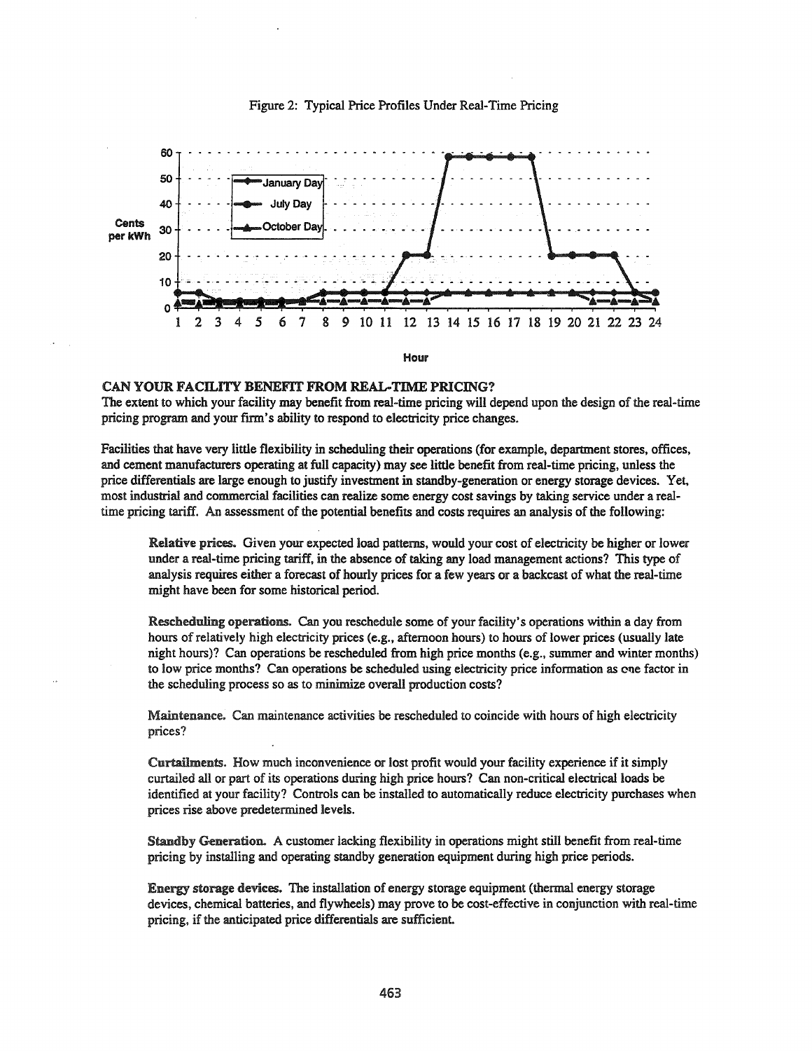Figure 2: Typical Price Profiles Under Real-Time Pricing

## CAN YOUR FACILITY BENEFIT FROM REAL-TIME PRICING?

The extent to which your facility may benefit from real-time pricing will depend upon the design of the real-time pricing program and your firm's ability to respond to electricity price changes.

Facilities that have very little flexibility in scheduling their operations (for example, department stores, offices, and cement manufacturers operating at full capacity) may see little benefit from real-time pricing, unless the price differentials are large enough to justify investment in standby-generation or energy storage devices. Yet, most industrial and commercial facilities can realize some energy cost savings by taking service under a real-time pricing tariff. An assessment of the potential benefits and costs requires an analysis of the following:

**Relative prices.** Given your expected load patterns, would your cost of electricity be higher or lower under a real-time pricing tariff, in the absence of taking any load management actions? This type of analysis requires either a forecast of hourly prices for a few years or a backcast of what the real-time might have been for some historical period.

**Rescheduling operations.** Can you reschedule some of your facility's operations within a day from hours of relatively high electricity prices (e.g., afternoon hours) to hours of lower prices (usually late night hours)? Can operations be rescheduled from high price months (e.g., summer and winter months) to low price months? Can operations be scheduled using electricity price information as one factor in the scheduling process so as to minimize overall production costs?

**Maintenance.** Can maintenance activities be rescheduled to coincide with hours of high electricity prices?

**Curtailments.** How much inconvenience or lost profit would your facility experience if it simply curtailed all or part of its operations during high price hours? Can non-critical electrical loads be identified at your facility? Controls can be installed to automatically reduce electricity purchases when prices rise above predetermined levels.

**Standby Generation.** A customer lacking flexibility in operations might still benefit from real-time pricing by installing and operating standby generation equipment during high price periods.

**Energy storage devices.** The installation of energy storage equipment (thermal energy storage devices, chemical batteries, and flywheels) may prove to be cost-effective in conjunction with real-time pricing, if the anticipated price differentials are sufficient.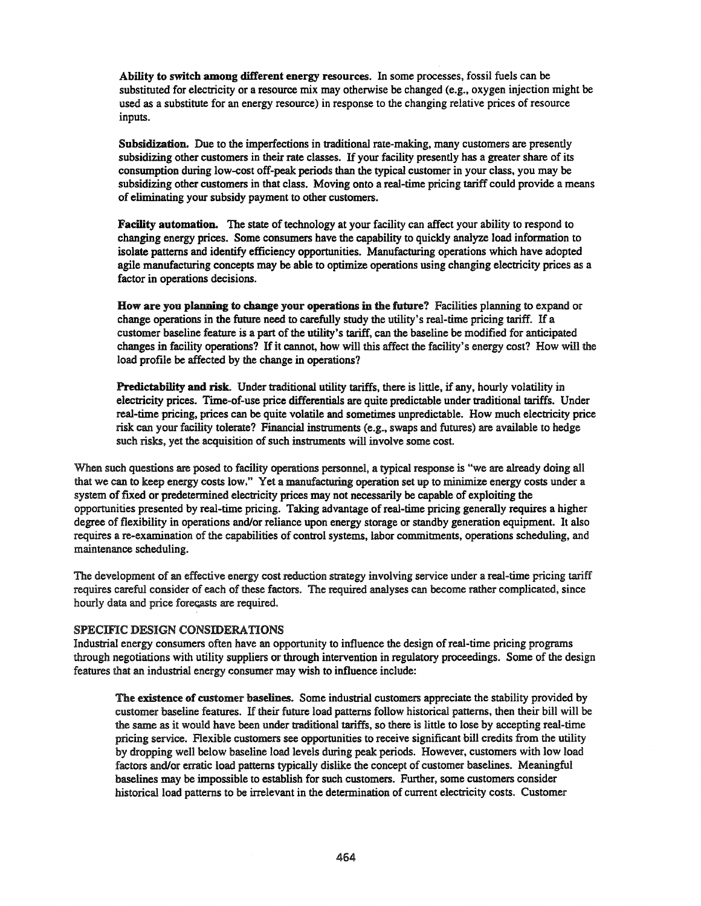**Ability to switch among different energy resources.** In some processes, fossil fuels can be substituted for electricity or a resource mix may otherwise be changed (e.g., oxygen injection might be used as a substitute for an energy resource) in response to the changing relative prices of resource inputs.

**Subsidization.** Due to the imperfections in traditional rate-making, many customers are presently subsidizing other customers in their rate classes. If your facility presently has a greater share of its consumption during low-cost off-peak periods than the typical customer in your class, you may be subsidizing other customers in that class. Moving onto a real-time pricing tariff could provide a means of eliminating your subsidy payment to other customers.

**Facility automation.** The state of technology at your facility can affect your ability to respond to changing energy prices. Some consumers have the capability to quickly analyze load information to isolate patterns and identify efficiency opportunities. Manufacturing operations which have adopted agile manufacturing concepts may be able to optimize operations using changing electricity prices as a factor in operations decisions.

**How are you planning to change your operations in the future?** Facilities planning to expand or change operations in the future need to carefully study the utility's real-time pricing tariff. If a customer baseline feature is a part of the utility's tariff, can the baseline be modified for anticipated changes in facility operations? If it cannot, how will this affect the facility's energy cost? How will the load profile be affected by the change in operations?

**Predictability and risk.** Under traditional utility tariffs, there is little, if any, hourly volatility in electricity prices. Time-of-use price differentials are quite predictable under traditional tariffs. Under real-time pricing, prices can be quite volatile and sometimes unpredictable. How much electricity price risk can your facility tolerate? Financial instruments (e.g., swaps and futures) are available to hedge such risks, yet the acquisition of such instruments will involve some cost.

When such questions are posed to facility operations personnel, a typical response is "we are already doing all that we can to keep energy costs low." Yet a manufacturing operation set up to minimize energy costs under a system of fixed or predetermined electricity prices may not necessarily be capable of exploiting the opportunities presented by real-time pricing. Taking advantage of real-time pricing generally requires a higher degree of flexibility in operations and/or reliance upon energy storage or standby generation equipment. It also requires a re-examination of the capabilities of control systems, labor commitments, operations scheduling, and maintenance scheduling.

The development of an effective energy cost reduction strategy involving service under a real-time pricing tariff requires careful consider of each of these factors. The required analyses can become rather complicated, since hourly data and price forecasts are required.

## SPECIFIC DESIGN CONSIDERATIONS

Industrial energy consumers often have an opportunity to influence the design of real-time pricing programs through negotiations with utility suppliers or through intervention in regulatory proceedings. Some of the design features that an industrial energy consumer may wish to influence include:

**The existence of customer baselines.** Some industrial customers appreciate the stability provided by customer baseline features. If their future load patterns follow historical patterns, then their bill will be the same as it would have been under traditional tariffs, so there is little to lose by accepting real-time pricing service. Flexible customers see opportunities to receive significant bill credits from the utility by dropping well below baseline load levels during peak periods. However, customers with low load factors and/or erratic load patterns typically dislike the concept of customer baselines. Meaningful baselines may be impossible to establish for such customers. Further, some customers consider historical load patterns to be irrelevant in the determination of current electricity costs. Customer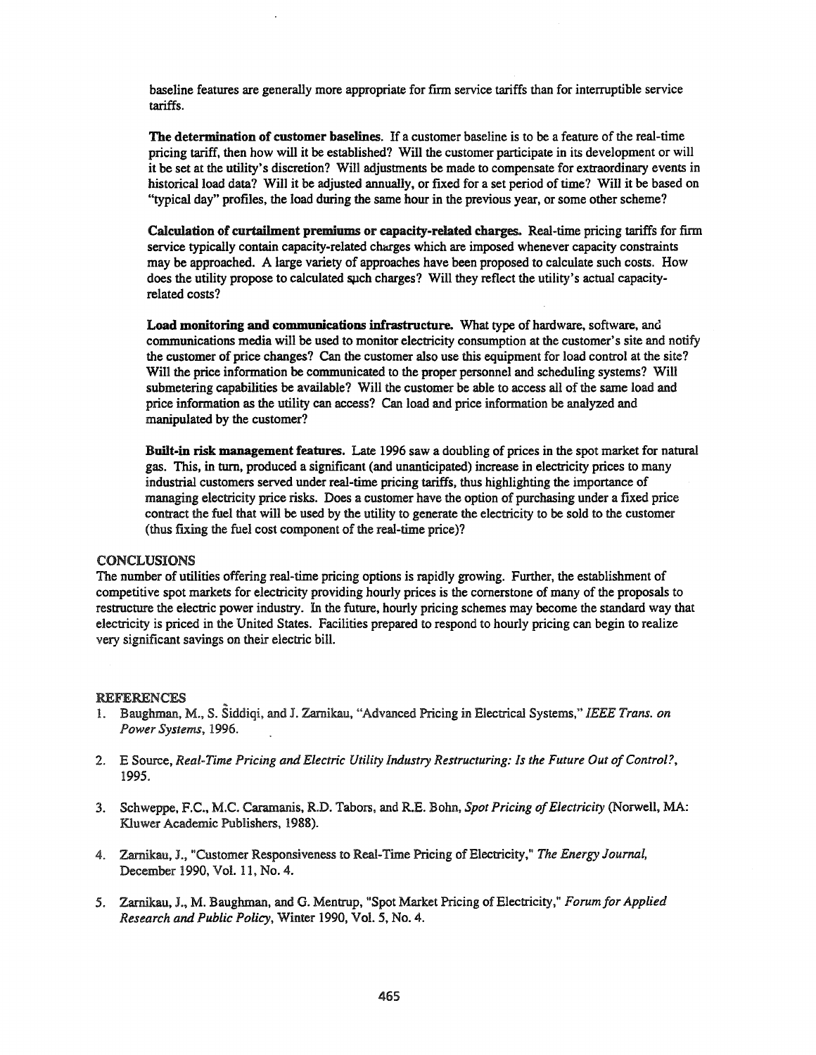baseline features are generally more appropriate for firm service tariffs than for interruptible service tariffs.

**The determination of customer baselines.** If a customer baseline is to be a feature of the real-time pricing tariff, then how will it be established? Will the customer participate in its development or will it be set at the utility's discretion? Will adjustments be made to compensate for extraordinary events in historical load data? Will it be adjusted annually, or fixed for a set period of time? Will it be based on "typical day" profiles, the load during the same hour in the previous year, or some other scheme?

**Calculation of curtailment premiums or capacity-related charges.** Real-time pricing tariffs for firm service typically contain capacity-related charges which are imposed whenever capacity constraints may be approached. A large variety of approaches have been proposed to calculate such costs. How does the utility propose to calculated such charges? Will they reflect the utility's actual capacity-related costs?

**Load monitoring and communications infrastructure.** What type of hardware, software, and communications media will be used to monitor electricity consumption at the customer's site and notify the customer of price changes? Can the customer also use this equipment for load control at the site? Will the price information be communicated to the proper personnel and scheduling systems? Will submetering capabilities be available? Will the customer be able to access all of the same load and price information as the utility can access? Can load and price information be analyzed and manipulated by the customer?

**Built-in risk management features.** Late 1996 saw a doubling of prices in the spot market for natural gas. This, in turn, produced a significant (and unanticipated) increase in electricity prices to many industrial customers served under real-time pricing tariffs, thus highlighting the importance of managing electricity price risks. Does a customer have the option of purchasing under a fixed price contract the fuel that will be used by the utility to generate the electricity to be sold to the customer (thus fixing the fuel cost component of the real-time price)?

## CONCLUSIONS

The number of utilities offering real-time pricing options is rapidly growing. Further, the establishment of competitive spot markets for electricity providing hourly prices is the cornerstone of many of the proposals to restructure the electric power industry. In the future, hourly pricing schemes may become the standard way that electricity is priced in the United States. Facilities prepared to respond to hourly pricing can begin to realize very significant savings on their electric bill.

## REFERENCES

1. Baughman, M., S. Šiddiqi, and J. Zarnikau, "Advanced Pricing in Electrical Systems," *IEEE Trans. on Power Systems*, 1996.
2. E Source, *Real-Time Pricing and Electric Utility Industry Restructuring: Is the Future Out of Control?*, 1995.
3. Schweppe, F.C., M.C. Caramanis, R.D. Tabors, and R.E. Bohn, *Spot Pricing of Electricity* (Norwell, MA: Kluwer Academic Publishers, 1988).
4. Zarnikau, J., "Customer Responsiveness to Real-Time Pricing of Electricity," *The Energy Journal*, December 1990, Vol. 11, No. 4.
5. Zarnikau, J., M. Baughman, and G. Mentrup, "Spot Market Pricing of Electricity," *Forum for Applied Research and Public Policy*, Winter 1990, Vol. 5, No. 4.